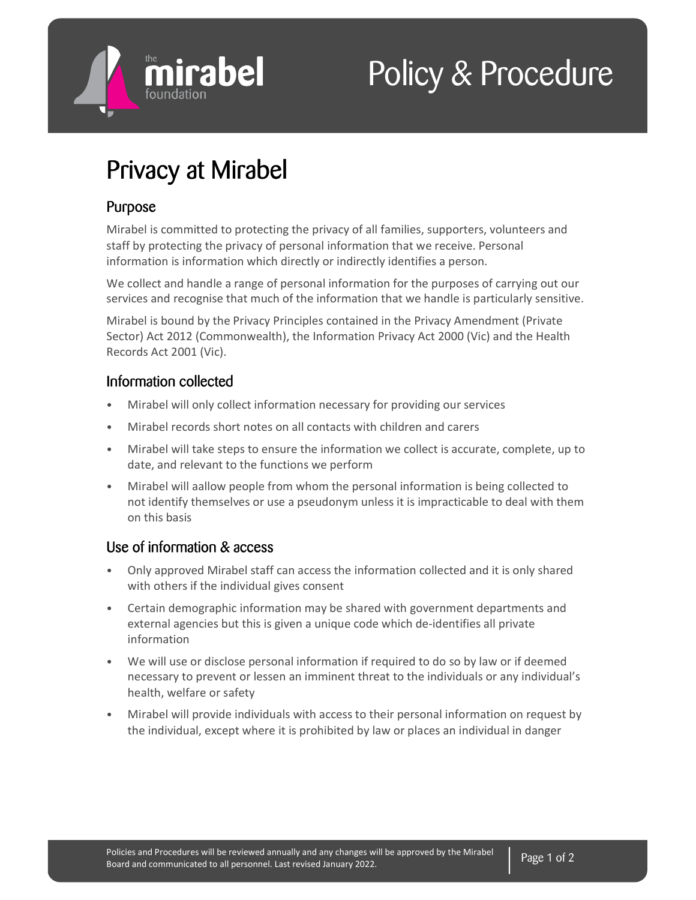Policy & Procedure

# Privacy at Mirabel

## Purpose

Mirabel is committed to protecting the privacy of all families, supporters, volunteers and staff by protecting the privacy of personal information that we receive. Personal information is information which directly or indirectly identifies a person.

We collect and handle a range of personal information for the purposes of carrying out our services and recognise that much of the information that we handle is particularly sensitive.

Mirabel is bound by the Privacy Principles contained in the Privacy Amendment (Private Sector) Act 2012 (Commonwealth), the Information Privacy Act 2000 (Vic) and the Health Records Act 2001 (Vic).

## Information collected

- Mirabel will only collect information necessary for providing our services
- Mirabel records short notes on all contacts with children and carers
- Mirabel will take steps to ensure the information we collect is accurate, complete, up to date, and relevant to the functions we perform
- Mirabel will aallow people from whom the personal information is being collected to not identify themselves or use a pseudonym unless it is impracticable to deal with them on this basis

## Use of information & access

- Only approved Mirabel staff can access the information collected and it is only shared with others if the individual gives consent
- Certain demographic information may be shared with government departments and external agencies but this is given a unique code which de-identifies all private information
- We will use or disclose personal information if required to do so by law or if deemed necessary to prevent or lessen an imminent threat to the individuals or any individual's health, welfare or safety
- Mirabel will provide individuals with access to their personal information on request by the individual, except where it is prohibited by law or places an individual in danger

Policies and Procedures will be reviewed annually and any changes will be approved by the Mirabel Board and communicated to all personnel. Last revised January 2022.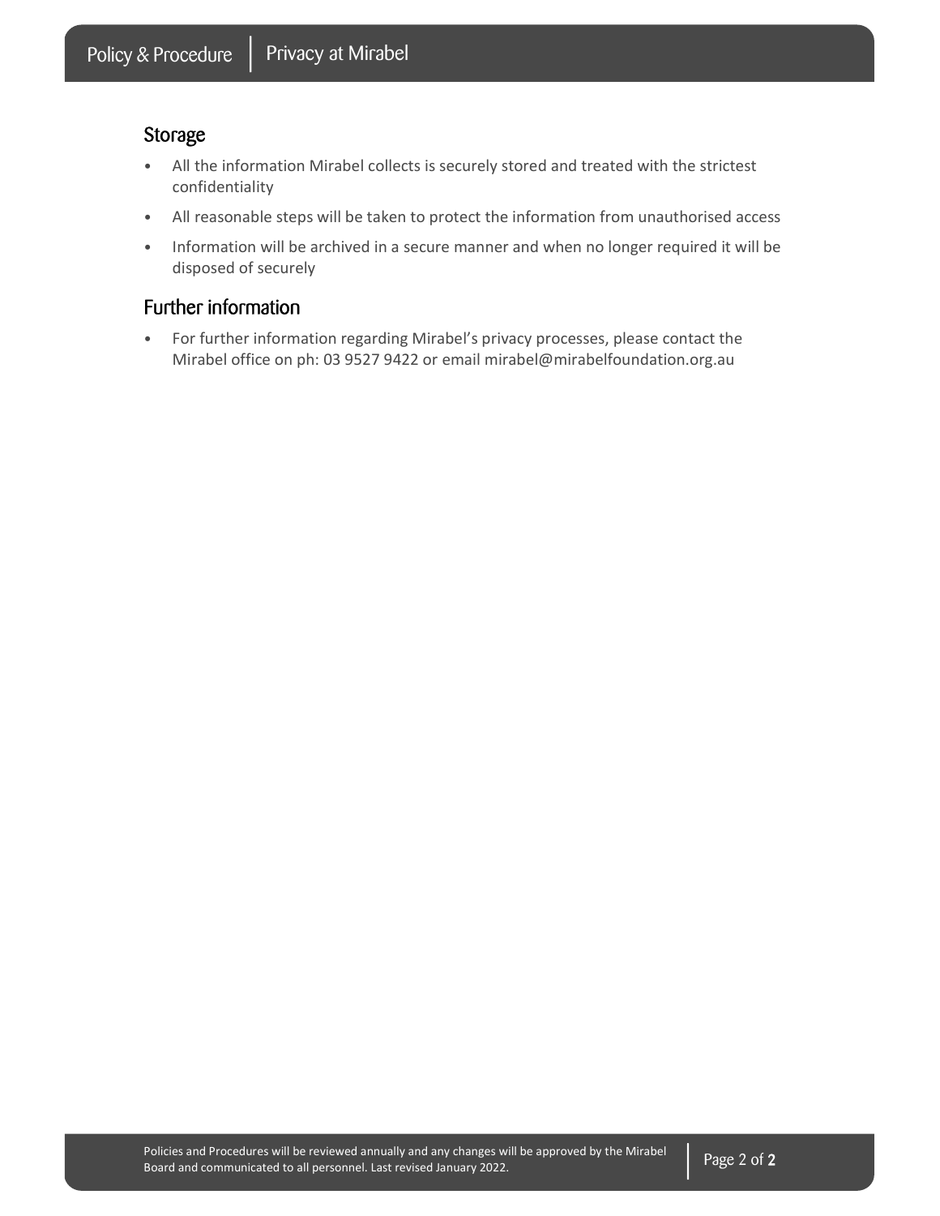## Storage

- All the information Mirabel collects is securely stored and treated with the strictest confidentiality
- All reasonable steps will be taken to protect the information from unauthorised access
- Information will be archived in a secure manner and when no longer required it will be disposed of securely

## Further information

- For further information regarding Mirabel's privacy processes, please contact the Mirabel office on ph: 03 9527 9422 or email mirabel@mirabelfoundation.org.au